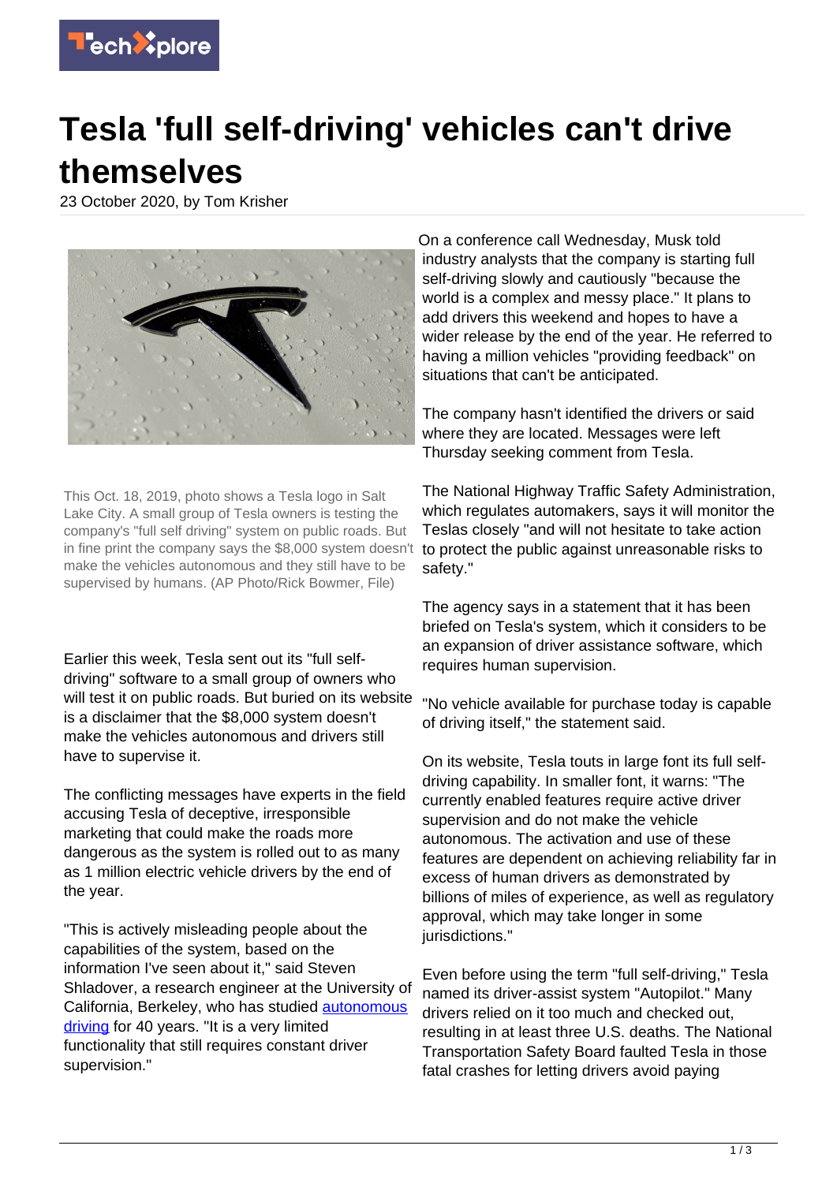# Tesla 'full self-driving' vehicles can't drive themselves

23 October 2020, by Tom Krisher

This Oct. 18, 2019, photo shows a Tesla logo in Salt Lake City. A small group of Tesla owners is testing the company's "full self driving" system on public roads. But in fine print the company says the $8,000 system doesn't make the vehicles autonomous and they still have to be supervised by humans. (AP Photo/Rick Bowmer, File)

Earlier this week, Tesla sent out its "full self-driving" software to a small group of owners who will test it on public roads. But buried on its website is a disclaimer that the $8,000 system doesn't make the vehicles autonomous and drivers still have to supervise it.

The conflicting messages have experts in the field accusing Tesla of deceptive, irresponsible marketing that could make the roads more dangerous as the system is rolled out to as many as 1 million electric vehicle drivers by the end of the year.

"This is actively misleading people about the capabilities of the system, based on the information I've seen about it," said Steven Shladover, a research engineer at the University of California, Berkeley, who has studied autonomous driving for 40 years. "It is a very limited functionality that still requires constant driver supervision."

On a conference call Wednesday, Musk told industry analysts that the company is starting full self-driving slowly and cautiously "because the world is a complex and messy place." It plans to add drivers this weekend and hopes to have a wider release by the end of the year. He referred to having a million vehicles "providing feedback" on situations that can't be anticipated.

The company hasn't identified the drivers or said where they are located. Messages were left Thursday seeking comment from Tesla.

The National Highway Traffic Safety Administration, which regulates automakers, says it will monitor the Teslas closely "and will not hesitate to take action to protect the public against unreasonable risks to safety."

The agency says in a statement that it has been briefed on Tesla's system, which it considers to be an expansion of driver assistance software, which requires human supervision.

"No vehicle available for purchase today is capable of driving itself," the statement said.

On its website, Tesla touts in large font its full self-driving capability. In smaller font, it warns: "The currently enabled features require active driver supervision and do not make the vehicle autonomous. The activation and use of these features are dependent on achieving reliability far in excess of human drivers as demonstrated by billions of miles of experience, as well as regulatory approval, which may take longer in some jurisdictions."

Even before using the term "full self-driving," Tesla named its driver-assist system "Autopilot." Many drivers relied on it too much and checked out, resulting in at least three U.S. deaths. The National Transportation Safety Board faulted Tesla in those fatal crashes for letting drivers avoid paying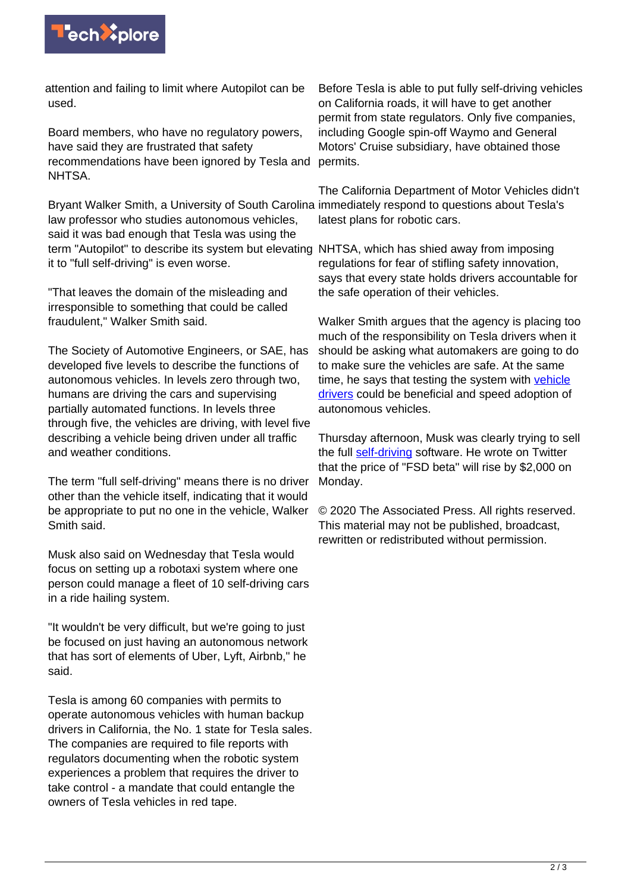attention and failing to limit where Autopilot can be used.

Board members, who have no regulatory powers, have said they are frustrated that safety recommendations have been ignored by Tesla and NHTSA.

Bryant Walker Smith, a University of South Carolina law professor who studies autonomous vehicles, said it was bad enough that Tesla was using the term "Autopilot" to describe its system but elevating it to "full self-driving" is even worse.

"That leaves the domain of the misleading and irresponsible to something that could be called fraudulent," Walker Smith said.

The Society of Automotive Engineers, or SAE, has developed five levels to describe the functions of autonomous vehicles. In levels zero through two, humans are driving the cars and supervising partially automated functions. In levels three through five, the vehicles are driving, with level five describing a vehicle being driven under all traffic and weather conditions.

The term "full self-driving" means there is no driver other than the vehicle itself, indicating that it would be appropriate to put no one in the vehicle, Walker Smith said.

Musk also said on Wednesday that Tesla would focus on setting up a robotaxi system where one person could manage a fleet of 10 self-driving cars in a ride hailing system.

"It wouldn't be very difficult, but we're going to just be focused on just having an autonomous network that has sort of elements of Uber, Lyft, Airbnb," he said.

Tesla is among 60 companies with permits to operate autonomous vehicles with human backup drivers in California, the No. 1 state for Tesla sales. The companies are required to file reports with regulators documenting when the robotic system experiences a problem that requires the driver to take control - a mandate that could entangle the owners of Tesla vehicles in red tape.

Before Tesla is able to put fully self-driving vehicles on California roads, it will have to get another permit from state regulators. Only five companies, including Google spin-off Waymo and General Motors' Cruise subsidiary, have obtained those permits.

The California Department of Motor Vehicles didn't immediately respond to questions about Tesla's latest plans for robotic cars.

NHTSA, which has shied away from imposing regulations for fear of stifling safety innovation, says that every state holds drivers accountable for the safe operation of their vehicles.

Walker Smith argues that the agency is placing too much of the responsibility on Tesla drivers when it should be asking what automakers are going to do to make sure the vehicles are safe. At the same time, he says that testing the system with vehicle drivers could be beneficial and speed adoption of autonomous vehicles.

Thursday afternoon, Musk was clearly trying to sell the full self-driving software. He wrote on Twitter that the price of "FSD beta" will rise by $2,000 on Monday.

© 2020 The Associated Press. All rights reserved. This material may not be published, broadcast, rewritten or redistributed without permission.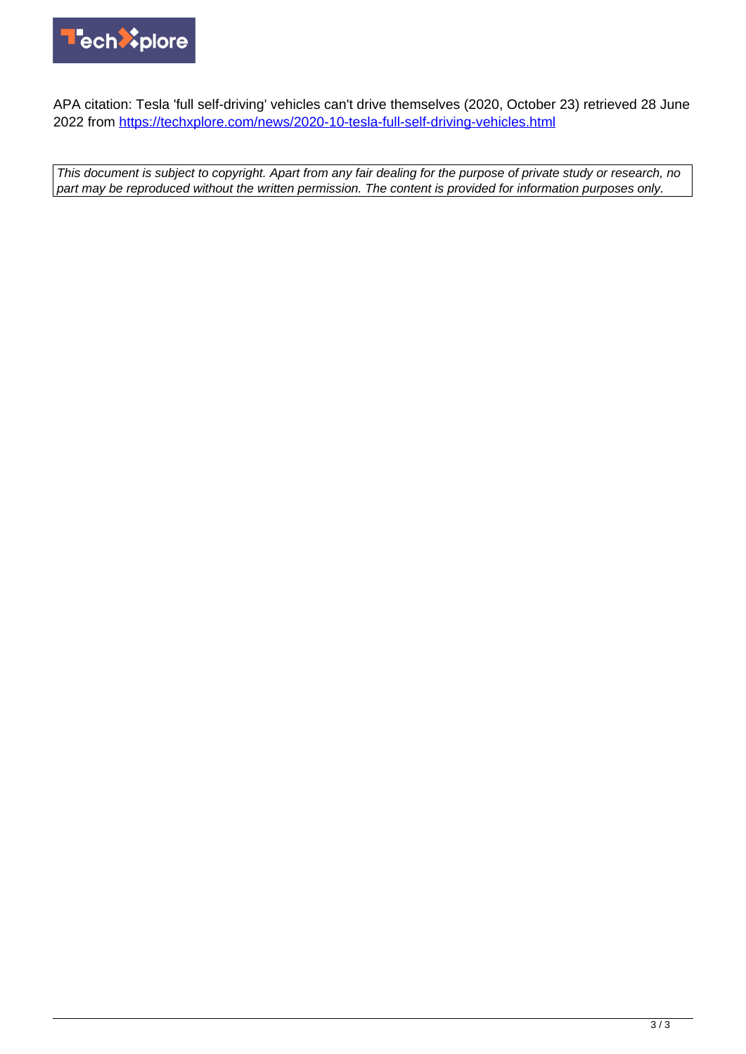APA citation: Tesla 'full self-driving' vehicles can't drive themselves (2020, October 23) retrieved 28 June 2022 from https://techxplore.com/news/2020-10-tesla-full-self-driving-vehicles.html

*This document is subject to copyright. Apart from any fair dealing for the purpose of private study or research, no part may be reproduced without the written permission. The content is provided for information purposes only.*